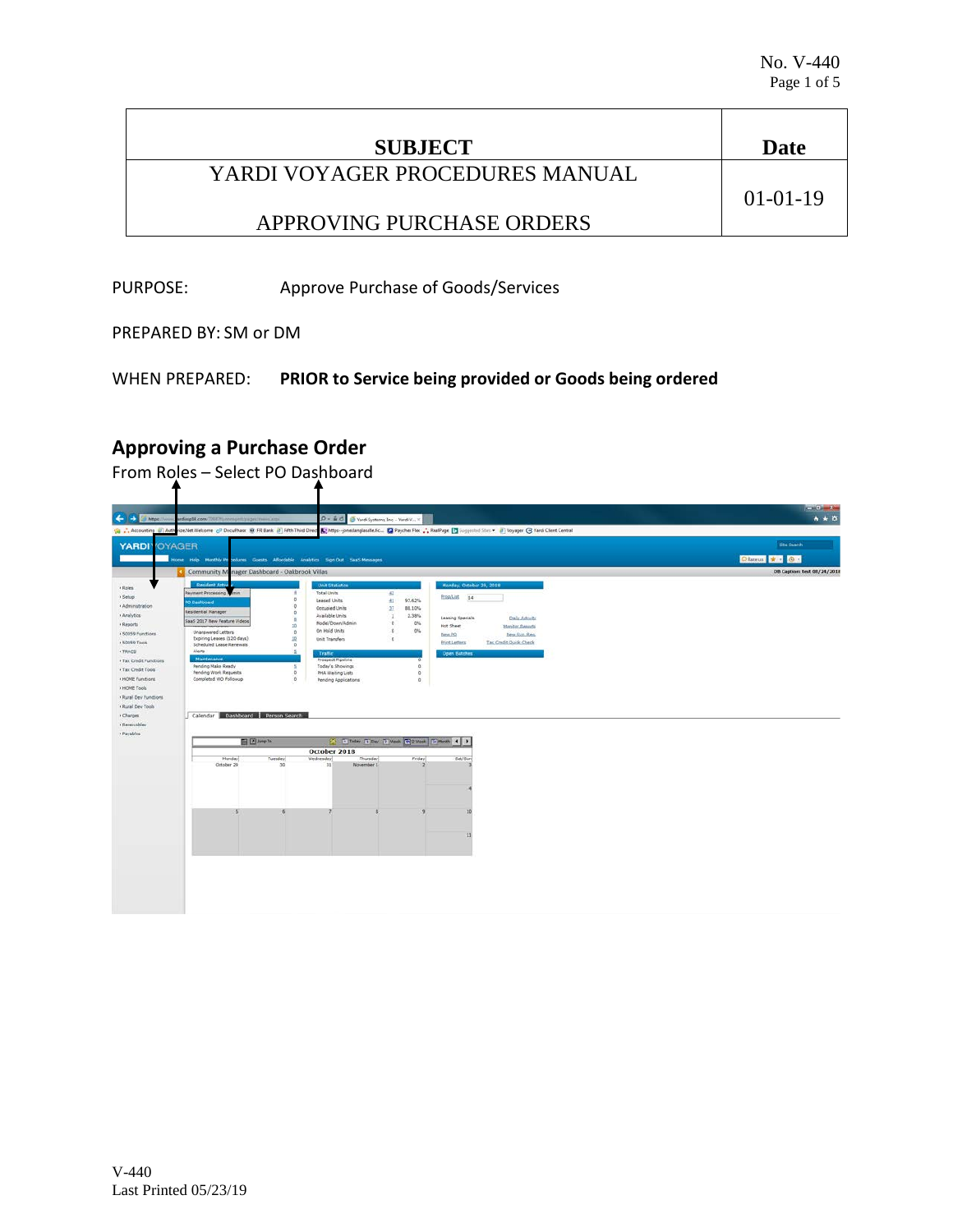| SUBJECT | Date |
| --- | --- |
| YARDI VOYAGER PROCEDURES MANUAL<br><br>APPROVING PURCHASE ORDERS | 01-01-19 |

PURPOSE: Approve Purchase of Goods/Services

PREPARED BY: SM or DM

WHEN PREPARED: **PRIOR to Service being provided or Goods being ordered**

## Approving a Purchase Order

From Roles – Select PO Dashboard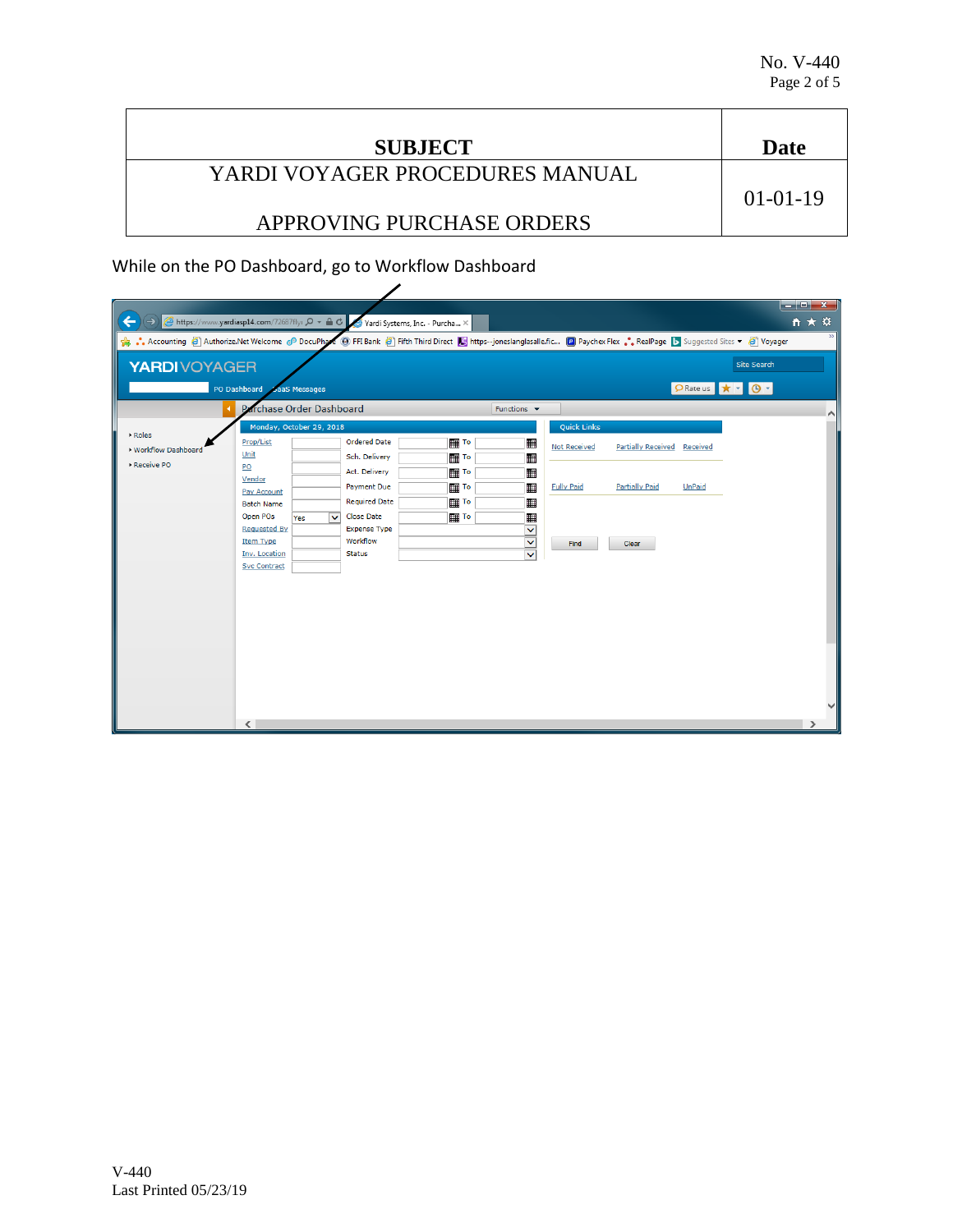| SUBJECT | Date |
| --- | --- |
| YARDI VOYAGER PROCEDURES MANUAL<br><br>APPROVING PURCHASE ORDERS | 01-01-19 |

While on the PO Dashboard, go to Workflow Dashboard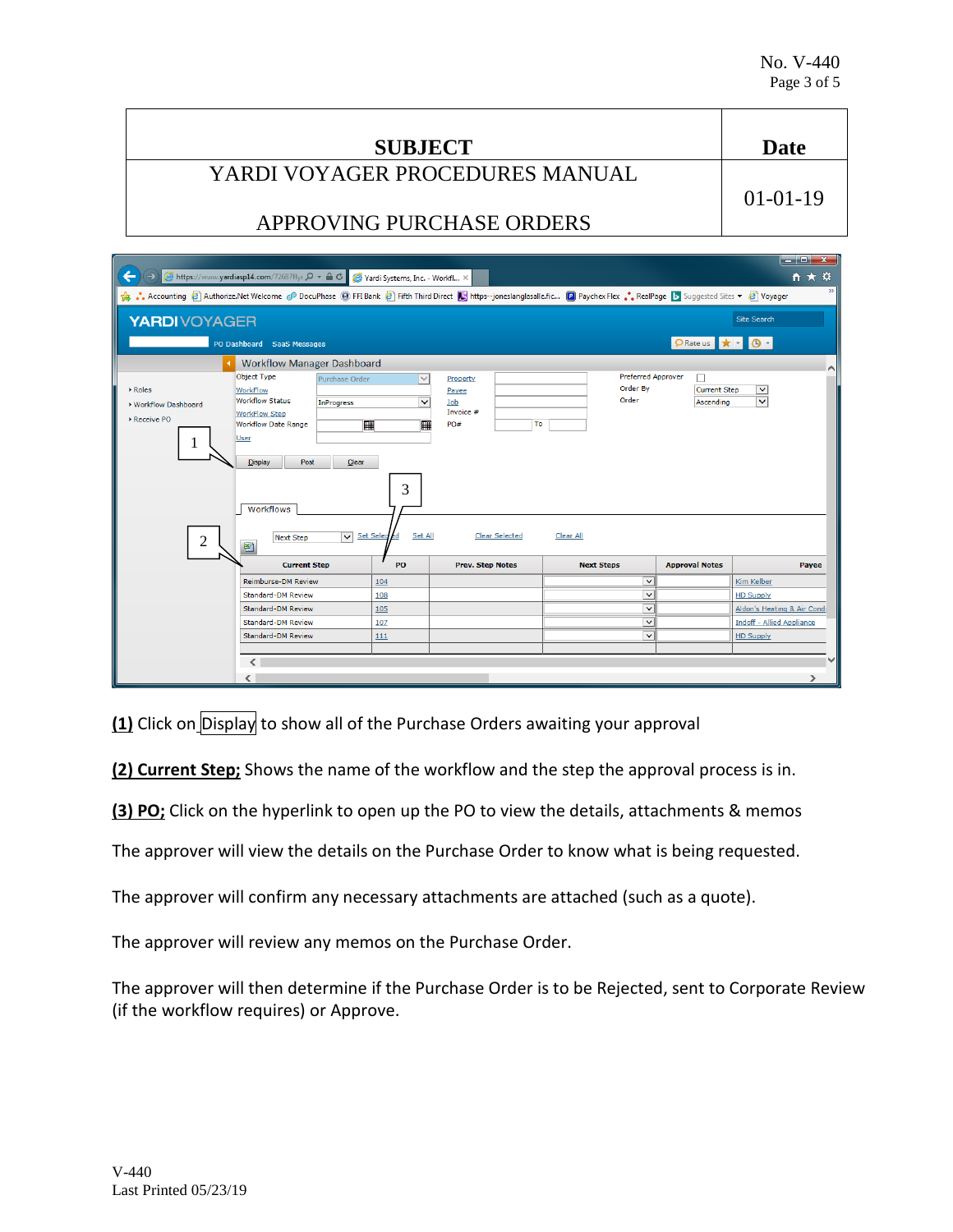| SUBJECT | Date |
|---|---|
| YARDI VOYAGER PROCEDURES MANUAL<br><br>APPROVING PURCHASE ORDERS | 01-01-19 |

**(1)** Click on Display to show all of the Purchase Orders awaiting your approval

**(2) Current Step;** Shows the name of the workflow and the step the approval process is in.

**(3) PO;** Click on the hyperlink to open up the PO to view the details, attachments & memos

The approver will view the details on the Purchase Order to know what is being requested.

The approver will confirm any necessary attachments are attached (such as a quote).

The approver will review any memos on the Purchase Order.

The approver will then determine if the Purchase Order is to be Rejected, sent to Corporate Review (if the workflow requires) or Approve.

V-440
Last Printed 05/23/19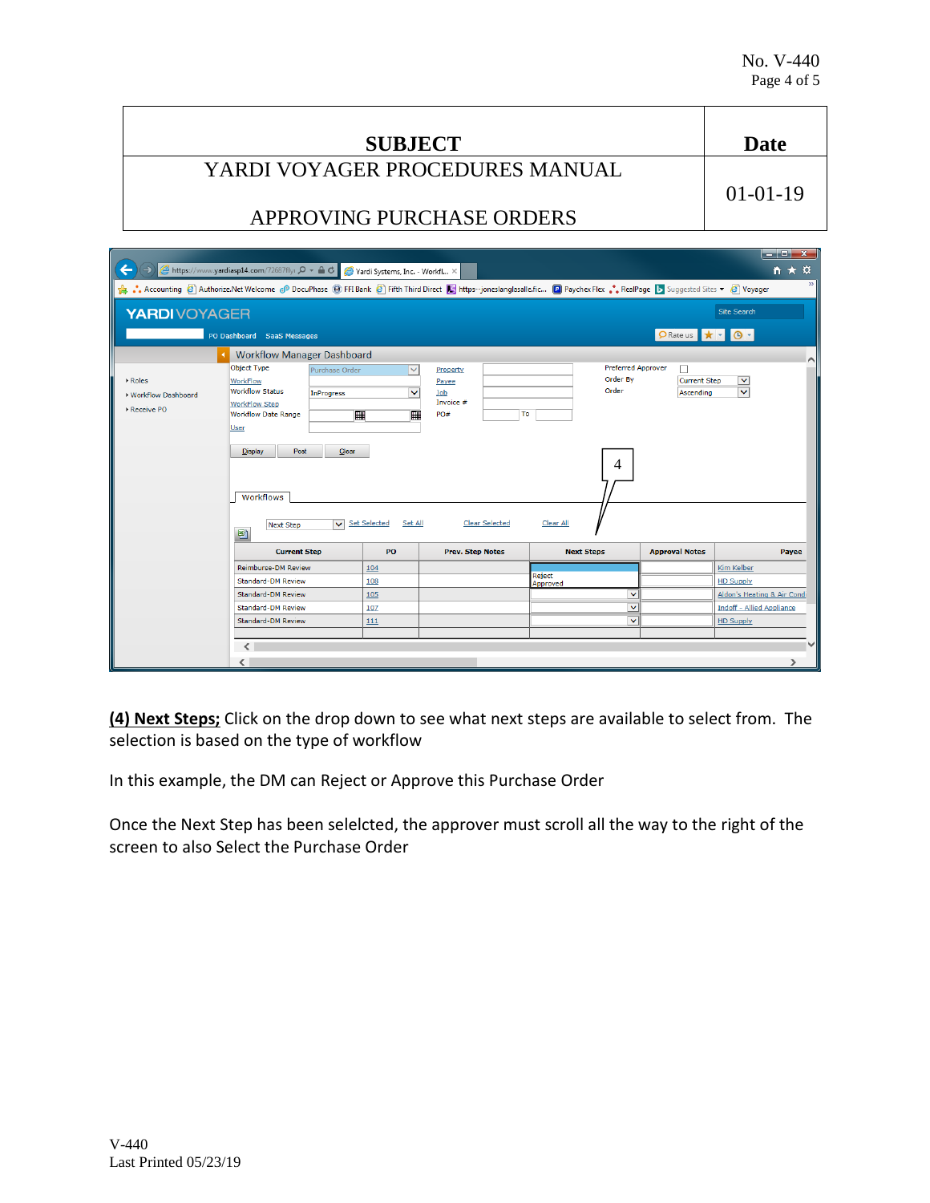| SUBJECT | Date |
|---|---|
| YARDI VOYAGER PROCEDURES MANUAL<br><br>APPROVING PURCHASE ORDERS | 01-01-19 |

**(4) Next Steps;** Click on the drop down to see what next steps are available to select from. The selection is based on the type of workflow

In this example, the DM can Reject or Approve this Purchase Order

Once the Next Step has been selelcted, the approver must scroll all the way to the right of the screen to also Select the Purchase Order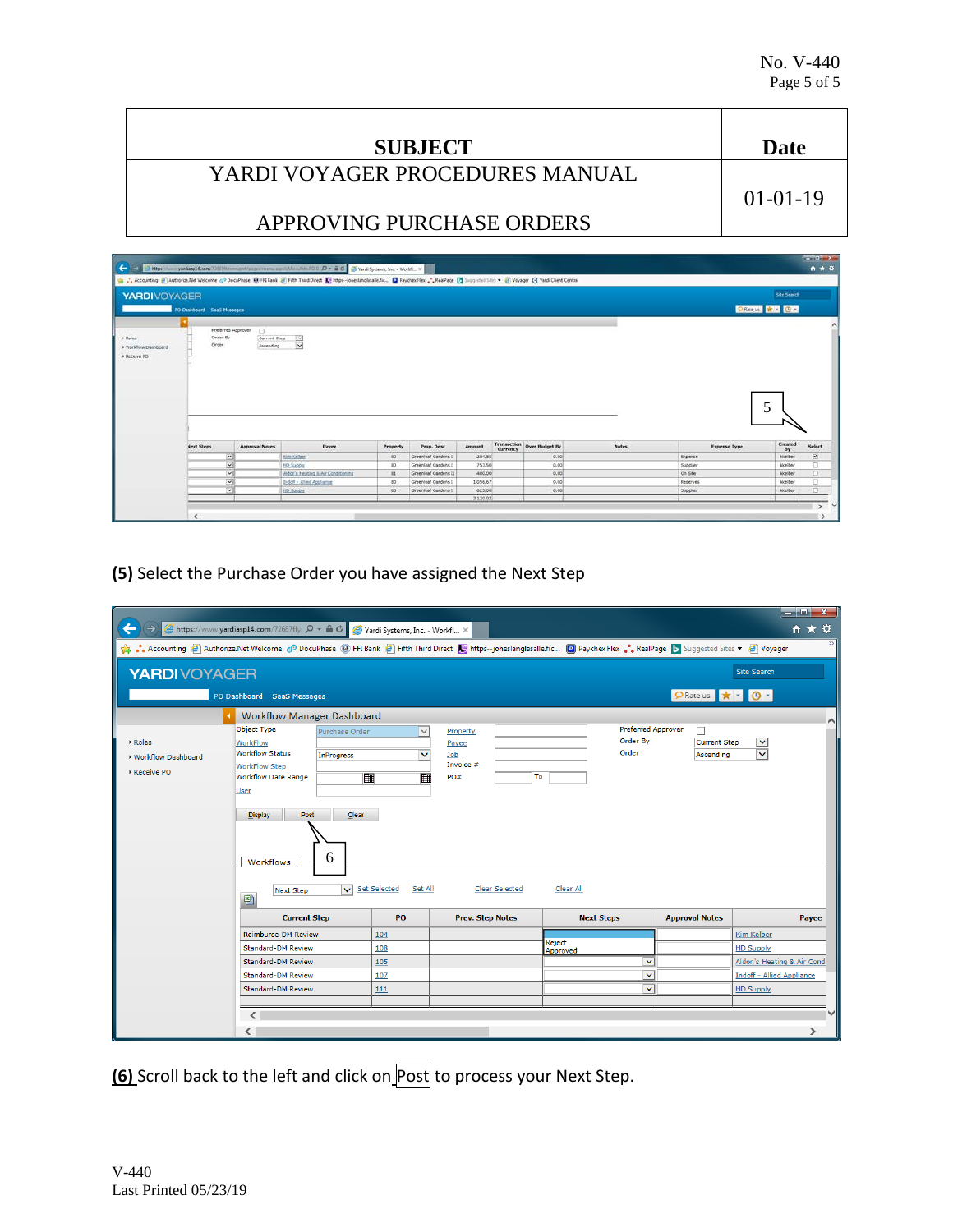| SUBJECT | Date |
|---|---|
| YARDI VOYAGER PROCEDURES MANUAL<br><br>APPROVING PURCHASE ORDERS | 01-01-19 |

**(5)** Select the Purchase Order you have assigned the Next Step

**(6)** Scroll back to the left and click on Post to process your Next Step.

V-440
Last Printed 05/23/19